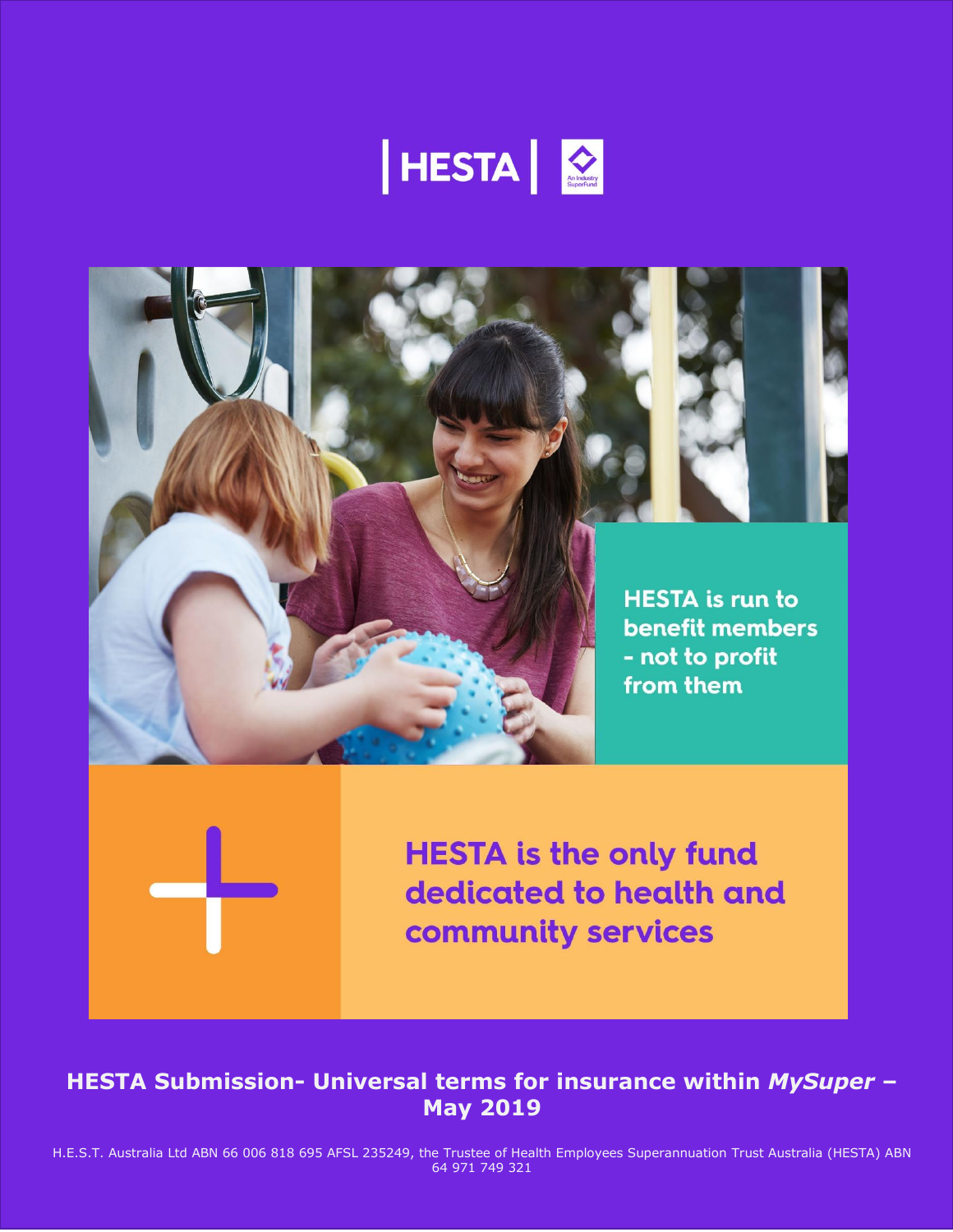HESTA | An Industry SuperFund

HESTA is run to benefit members - not to profit from them

HESTA is the only fund dedicated to health and community services

# HESTA Submission- Universal terms for insurance within *MySuper* – May 2019

H.E.S.T. Australia Ltd ABN 66 006 818 695 AFSL 235249, the Trustee of Health Employees Superannuation Trust Australia (HESTA) ABN 64 971 749 321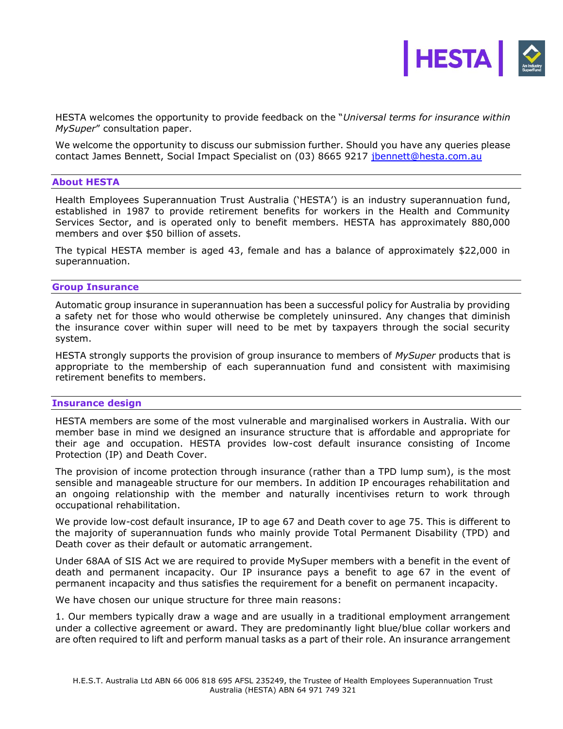HESTA welcomes the opportunity to provide feedback on the "*Universal terms for insurance within MySuper*" consultation paper.

We welcome the opportunity to discuss our submission further. Should you have any queries please contact James Bennett, Social Impact Specialist on (03) 8665 9217 jbennett@hesta.com.au

## About HESTA

Health Employees Superannuation Trust Australia ('HESTA') is an industry superannuation fund, established in 1987 to provide retirement benefits for workers in the Health and Community Services Sector, and is operated only to benefit members. HESTA has approximately 880,000 members and over $50 billion of assets.

The typical HESTA member is aged 43, female and has a balance of approximately $22,000 in superannuation.

## Group Insurance

Automatic group insurance in superannuation has been a successful policy for Australia by providing a safety net for those who would otherwise be completely uninsured. Any changes that diminish the insurance cover within super will need to be met by taxpayers through the social security system.

HESTA strongly supports the provision of group insurance to members of *MySuper* products that is appropriate to the membership of each superannuation fund and consistent with maximising retirement benefits to members.

## Insurance design

HESTA members are some of the most vulnerable and marginalised workers in Australia. With our member base in mind we designed an insurance structure that is affordable and appropriate for their age and occupation. HESTA provides low-cost default insurance consisting of Income Protection (IP) and Death Cover.

The provision of income protection through insurance (rather than a TPD lump sum), is the most sensible and manageable structure for our members. In addition IP encourages rehabilitation and an ongoing relationship with the member and naturally incentivises return to work through occupational rehabilitation.

We provide low-cost default insurance, IP to age 67 and Death cover to age 75. This is different to the majority of superannuation funds who mainly provide Total Permanent Disability (TPD) and Death cover as their default or automatic arrangement.

Under 68AA of SIS Act we are required to provide MySuper members with a benefit in the event of death and permanent incapacity. Our IP insurance pays a benefit to age 67 in the event of permanent incapacity and thus satisfies the requirement for a benefit on permanent incapacity.

We have chosen our unique structure for three main reasons:

1. Our members typically draw a wage and are usually in a traditional employment arrangement under a collective agreement or award. They are predominantly light blue/blue collar workers and are often required to lift and perform manual tasks as a part of their role. An insurance arrangement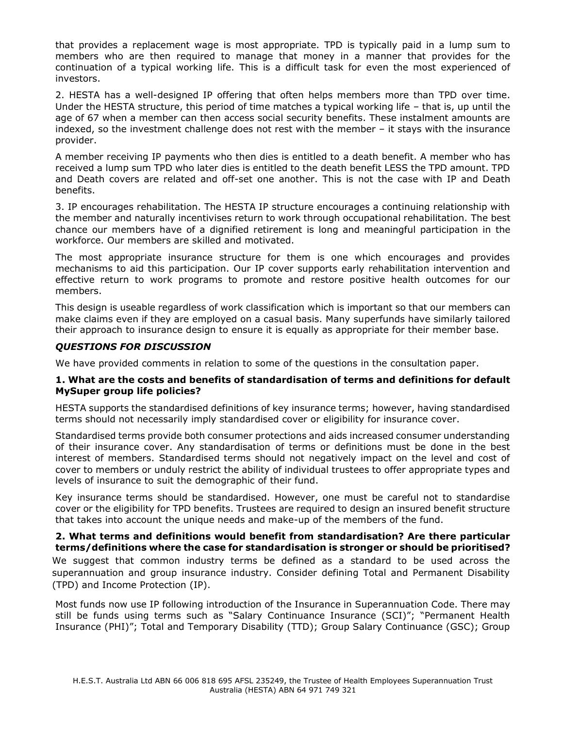that provides a replacement wage is most appropriate. TPD is typically paid in a lump sum to members who are then required to manage that money in a manner that provides for the continuation of a typical working life. This is a difficult task for even the most experienced of investors.

2. HESTA has a well-designed IP offering that often helps members more than TPD over time. Under the HESTA structure, this period of time matches a typical working life – that is, up until the age of 67 when a member can then access social security benefits. These instalment amounts are indexed, so the investment challenge does not rest with the member – it stays with the insurance provider.

A member receiving IP payments who then dies is entitled to a death benefit. A member who has received a lump sum TPD who later dies is entitled to the death benefit LESS the TPD amount. TPD and Death covers are related and off-set one another. This is not the case with IP and Death benefits.

3. IP encourages rehabilitation. The HESTA IP structure encourages a continuing relationship with the member and naturally incentivises return to work through occupational rehabilitation. The best chance our members have of a dignified retirement is long and meaningful participation in the workforce. Our members are skilled and motivated.

The most appropriate insurance structure for them is one which encourages and provides mechanisms to aid this participation. Our IP cover supports early rehabilitation intervention and effective return to work programs to promote and restore positive health outcomes for our members.

This design is useable regardless of work classification which is important so that our members can make claims even if they are employed on a casual basis. Many superfunds have similarly tailored their approach to insurance design to ensure it is equally as appropriate for their member base.

## *QUESTIONS FOR DISCUSSION*

We have provided comments in relation to some of the questions in the consultation paper.

### 1. What are the costs and benefits of standardisation of terms and definitions for default MySuper group life policies?

HESTA supports the standardised definitions of key insurance terms; however, having standardised terms should not necessarily imply standardised cover or eligibility for insurance cover.

Standardised terms provide both consumer protections and aids increased consumer understanding of their insurance cover. Any standardisation of terms or definitions must be done in the best interest of members. Standardised terms should not negatively impact on the level and cost of cover to members or unduly restrict the ability of individual trustees to offer appropriate types and levels of insurance to suit the demographic of their fund.

Key insurance terms should be standardised. However, one must be careful not to standardise cover or the eligibility for TPD benefits. Trustees are required to design an insured benefit structure that takes into account the unique needs and make-up of the members of the fund.

### 2. What terms and definitions would benefit from standardisation? Are there particular terms/definitions where the case for standardisation is stronger or should be prioritised?

We suggest that common industry terms be defined as a standard to be used across the superannuation and group insurance industry. Consider defining Total and Permanent Disability (TPD) and Income Protection (IP).

Most funds now use IP following introduction of the Insurance in Superannuation Code. There may still be funds using terms such as "Salary Continuance Insurance (SCI)"; "Permanent Health Insurance (PHI)"; Total and Temporary Disability (TTD); Group Salary Continuance (GSC); Group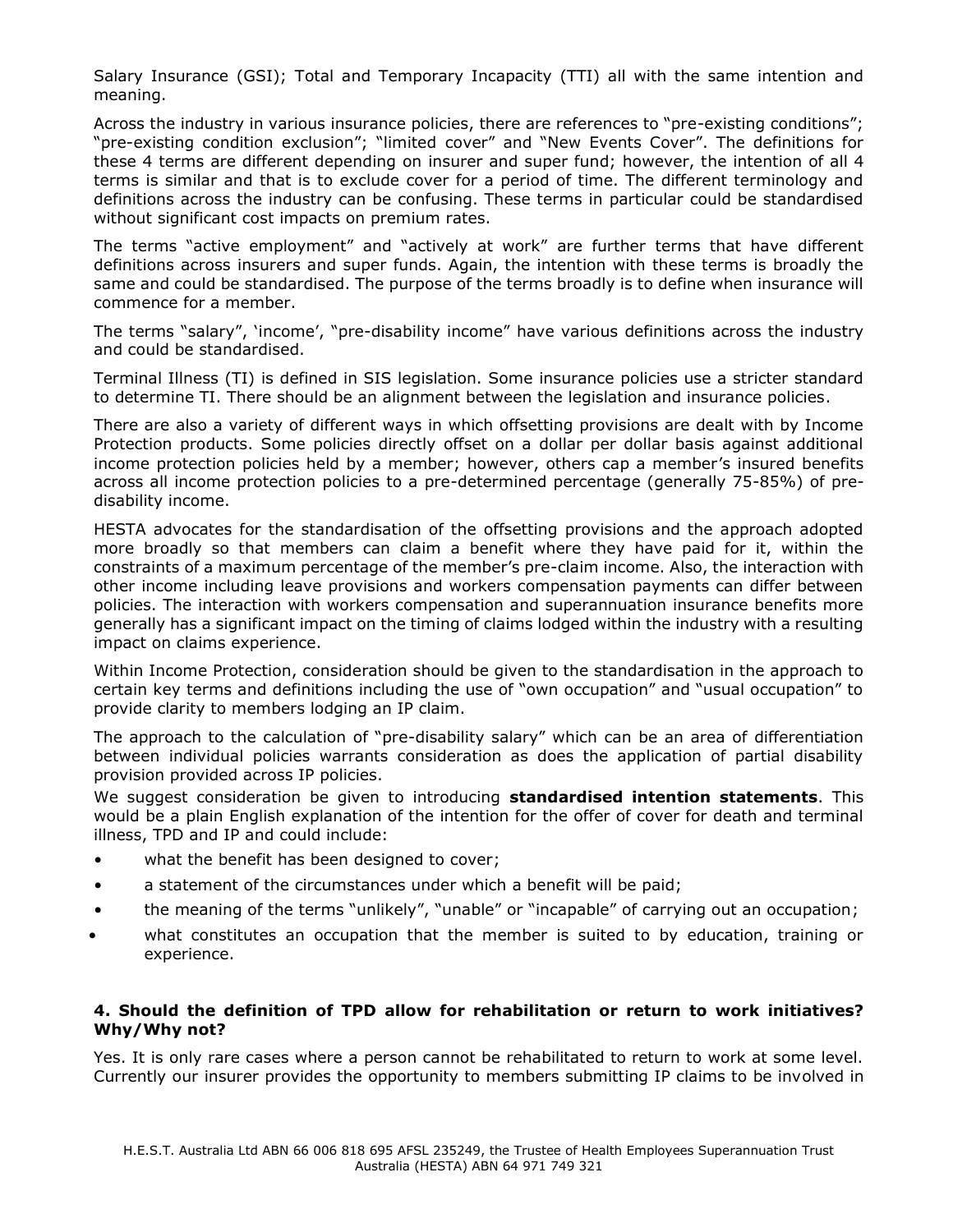Salary Insurance (GSI); Total and Temporary Incapacity (TTI) all with the same intention and meaning.

Across the industry in various insurance policies, there are references to "pre-existing conditions"; "pre-existing condition exclusion"; "limited cover" and "New Events Cover". The definitions for these 4 terms are different depending on insurer and super fund; however, the intention of all 4 terms is similar and that is to exclude cover for a period of time. The different terminology and definitions across the industry can be confusing. These terms in particular could be standardised without significant cost impacts on premium rates.

The terms "active employment" and "actively at work" are further terms that have different definitions across insurers and super funds. Again, the intention with these terms is broadly the same and could be standardised. The purpose of the terms broadly is to define when insurance will commence for a member.

The terms "salary", 'income', "pre-disability income" have various definitions across the industry and could be standardised.

Terminal Illness (TI) is defined in SIS legislation. Some insurance policies use a stricter standard to determine TI. There should be an alignment between the legislation and insurance policies.

There are also a variety of different ways in which offsetting provisions are dealt with by Income Protection products. Some policies directly offset on a dollar per dollar basis against additional income protection policies held by a member; however, others cap a member's insured benefits across all income protection policies to a pre-determined percentage (generally 75-85%) of pre-disability income.

HESTA advocates for the standardisation of the offsetting provisions and the approach adopted more broadly so that members can claim a benefit where they have paid for it, within the constraints of a maximum percentage of the member's pre-claim income. Also, the interaction with other income including leave provisions and workers compensation payments can differ between policies. The interaction with workers compensation and superannuation insurance benefits more generally has a significant impact on the timing of claims lodged within the industry with a resulting impact on claims experience.

Within Income Protection, consideration should be given to the standardisation in the approach to certain key terms and definitions including the use of "own occupation" and "usual occupation" to provide clarity to members lodging an IP claim.

The approach to the calculation of "pre-disability salary" which can be an area of differentiation between individual policies warrants consideration as does the application of partial disability provision provided across IP policies.

We suggest consideration be given to introducing **standardised intention statements**. This would be a plain English explanation of the intention for the offer of cover for death and terminal illness, TPD and IP and could include:

- what the benefit has been designed to cover;
- a statement of the circumstances under which a benefit will be paid;
- the meaning of the terms "unlikely", "unable" or "incapable" of carrying out an occupation;
- what constitutes an occupation that the member is suited to by education, training or experience.

#### 4. Should the definition of TPD allow for rehabilitation or return to work initiatives? Why/Why not?

Yes. It is only rare cases where a person cannot be rehabilitated to return to work at some level. Currently our insurer provides the opportunity to members submitting IP claims to be involved in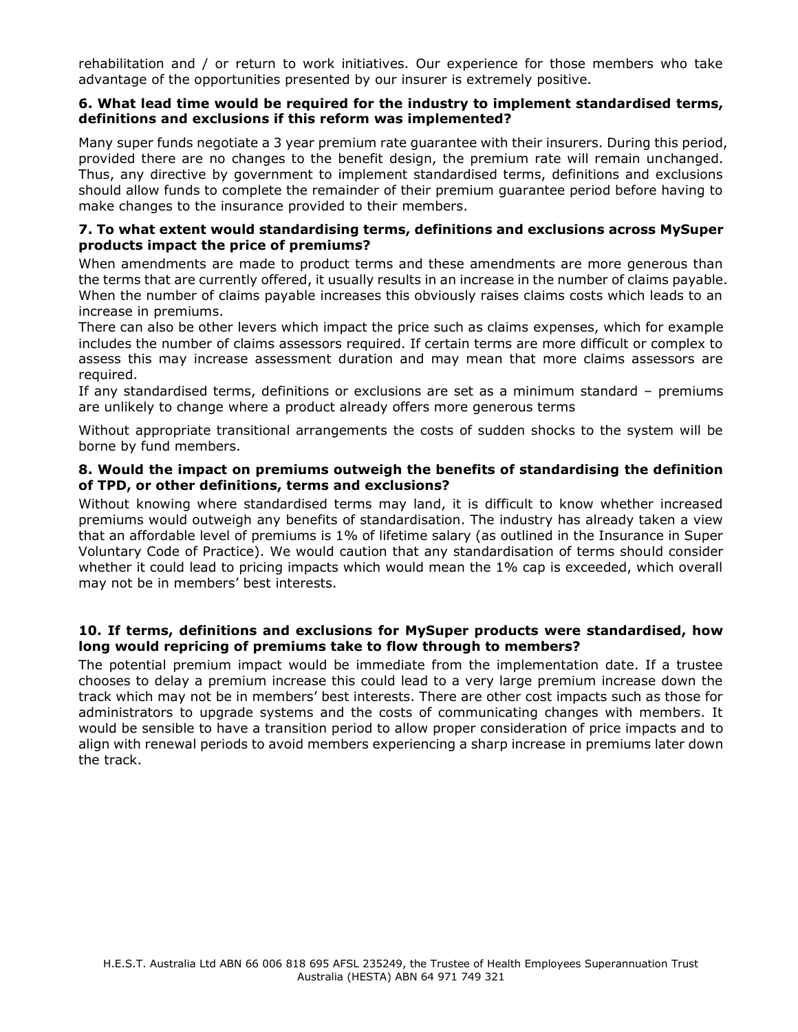rehabilitation and / or return to work initiatives. Our experience for those members who take advantage of the opportunities presented by our insurer is extremely positive.

**6. What lead time would be required for the industry to implement standardised terms, definitions and exclusions if this reform was implemented?**

Many super funds negotiate a 3 year premium rate guarantee with their insurers. During this period, provided there are no changes to the benefit design, the premium rate will remain unchanged. Thus, any directive by government to implement standardised terms, definitions and exclusions should allow funds to complete the remainder of their premium guarantee period before having to make changes to the insurance provided to their members.

**7. To what extent would standardising terms, definitions and exclusions across MySuper products impact the price of premiums?**

When amendments are made to product terms and these amendments are more generous than the terms that are currently offered, it usually results in an increase in the number of claims payable. When the number of claims payable increases this obviously raises claims costs which leads to an increase in premiums.

There can also be other levers which impact the price such as claims expenses, which for example includes the number of claims assessors required. If certain terms are more difficult or complex to assess this may increase assessment duration and may mean that more claims assessors are required.

If any standardised terms, definitions or exclusions are set as a minimum standard – premiums are unlikely to change where a product already offers more generous terms

Without appropriate transitional arrangements the costs of sudden shocks to the system will be borne by fund members.

**8. Would the impact on premiums outweigh the benefits of standardising the definition of TPD, or other definitions, terms and exclusions?**

Without knowing where standardised terms may land, it is difficult to know whether increased premiums would outweigh any benefits of standardisation. The industry has already taken a view that an affordable level of premiums is 1% of lifetime salary (as outlined in the Insurance in Super Voluntary Code of Practice). We would caution that any standardisation of terms should consider whether it could lead to pricing impacts which would mean the 1% cap is exceeded, which overall may not be in members' best interests.

**10. If terms, definitions and exclusions for MySuper products were standardised, how long would repricing of premiums take to flow through to members?**

The potential premium impact would be immediate from the implementation date. If a trustee chooses to delay a premium increase this could lead to a very large premium increase down the track which may not be in members' best interests. There are other cost impacts such as those for administrators to upgrade systems and the costs of communicating changes with members. It would be sensible to have a transition period to allow proper consideration of price impacts and to align with renewal periods to avoid members experiencing a sharp increase in premiums later down the track.

H.E.S.T. Australia Ltd ABN 66 006 818 695 AFSL 235249, the Trustee of Health Employees Superannuation Trust Australia (HESTA) ABN 64 971 749 321